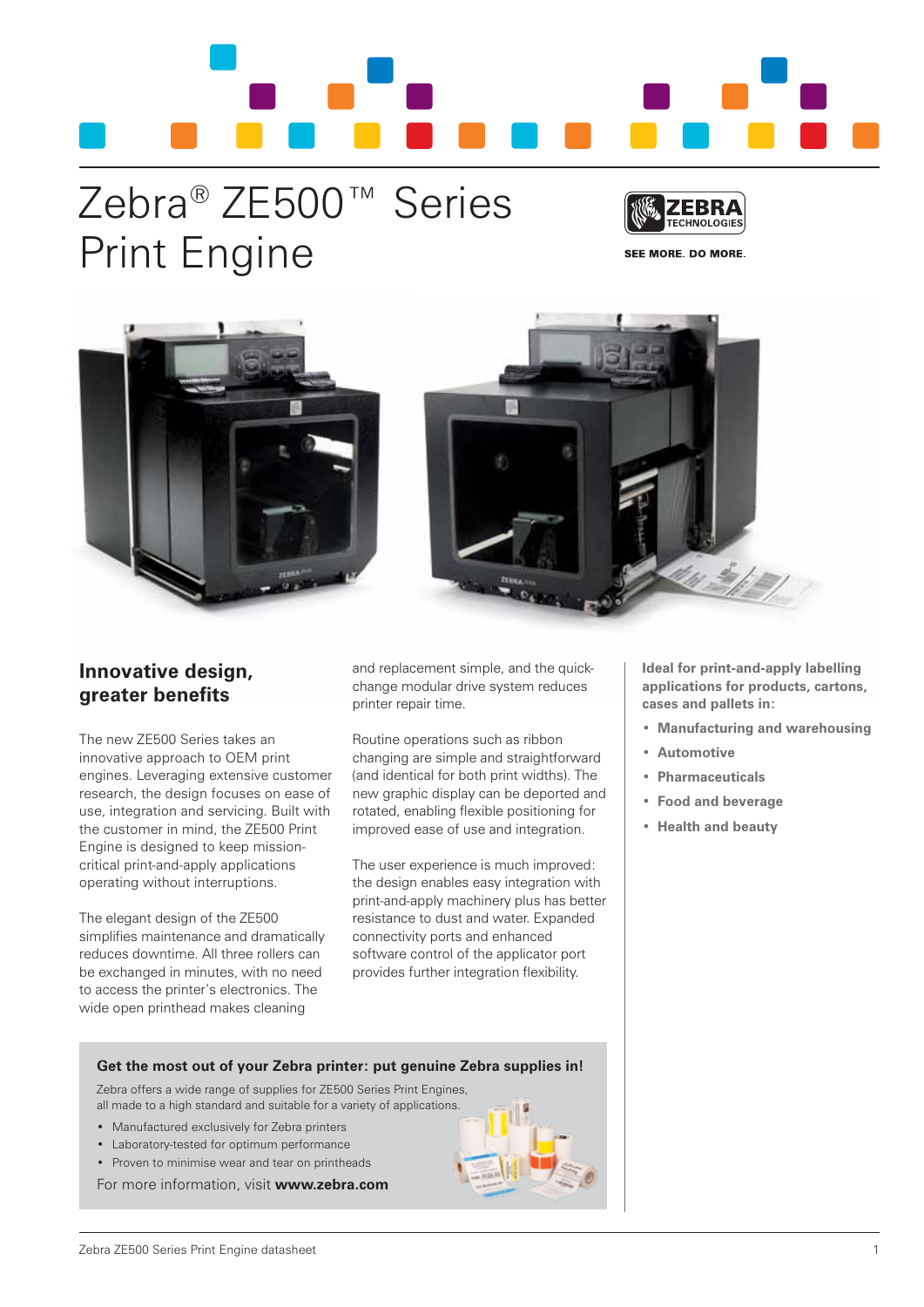# Zebra® ZE500™ Series Print Engine

ZEBRA TECHNOLOGIES

SEE MORE. DO MORE.

## Innovative design, greater benefits

The new ZE500 Series takes an innovative approach to OEM print engines. Leveraging extensive customer research, the design focuses on ease of use, integration and servicing. Built with the customer in mind, the ZE500 Print Engine is designed to keep mission-critical print-and-apply applications operating without interruptions.

The elegant design of the ZE500 simplifies maintenance and dramatically reduces downtime. All three rollers can be exchanged in minutes, with no need to access the printer's electronics. The wide open printhead makes cleaning and replacement simple, and the quick-change modular drive system reduces printer repair time.

Routine operations such as ribbon changing are simple and straightforward (and identical for both print widths). The new graphic display can be deported and rotated, enabling flexible positioning for improved ease of use and integration.

The user experience is much improved: the design enables easy integration with print-and-apply machinery plus has better resistance to dust and water. Expanded connectivity ports and enhanced software control of the applicator port provides further integration flexibility.

**Ideal for print-and-apply labelling applications for products, cartons, cases and pallets in:**

- **Manufacturing and warehousing**
- **Automotive**
- **Pharmaceuticals**
- **Food and beverage**
- **Health and beauty**

**Get the most out of your Zebra printer: put genuine Zebra supplies in!**

Zebra offers a wide range of supplies for ZE500 Series Print Engines, all made to a high standard and suitable for a variety of applications.

- Manufactured exclusively for Zebra printers
- Laboratory-tested for optimum performance
- Proven to minimise wear and tear on printheads

For more information, visit **www.zebra.com**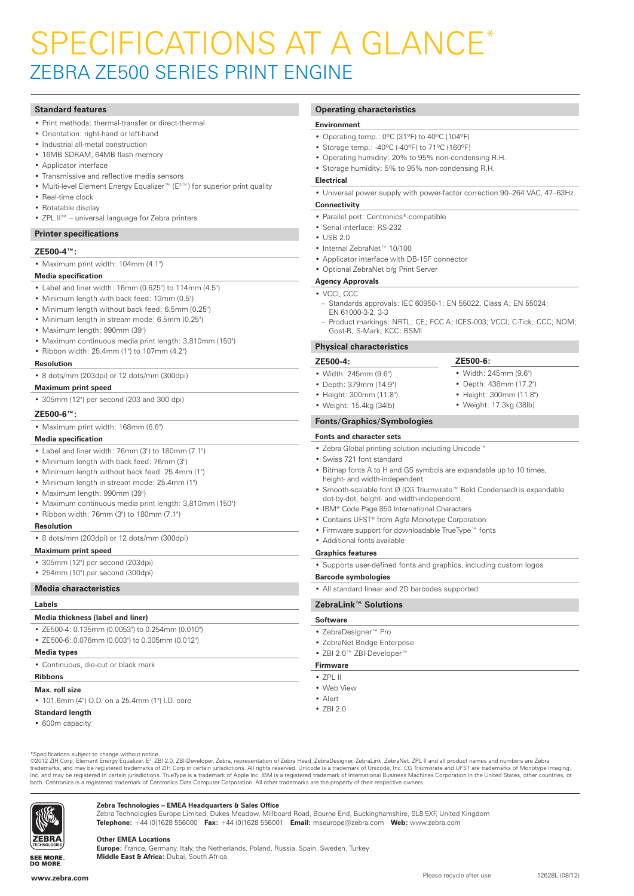# SPECIFICATIONS AT A GLANCE*

## ZEBRA ZE500 SERIES PRINT ENGINE

### Standard features

- Print methods: thermal-transfer or direct-thermal
- Orientation: right-hand or left-hand
- Industrial all-metal construction
- 16MB SDRAM, 64MB flash memory
- Applicator interface
- Transmissive and reflective media sensors
- Multi-level Element Energy Equalizer™ (E³™) for superior print quality
- Real-time clock
- Rotatable display
- ZPL II™ – universal language for Zebra printers

### Printer specifications

#### ZE500-4™:

- Maximum print width: 104mm (4.1")

**Media specification**

- Label and liner width: 16mm (0.625") to 114mm (4.5")
- Minimum length with back feed: 13mm (0.5")
- Minimum length without back feed: 6.5mm (0.25")
- Minimum length in stream mode: 6.5mm (0.25")
- Maximum length: 990mm (39")
- Maximum continuous media print length: 3,810mm (150")
- Ribbon width: 25.4mm (1") to 107mm (4.2")

**Resolution**

- 8 dots/mm (203dpi) or 12 dots/mm (300dpi)

**Maximum print speed**

- 305mm (12") per second (203 and 300 dpi)

#### ZE500-6™:

- Maximum print width: 168mm (6.6")

**Media specification**

- Label and liner width: 76mm (3") to 180mm (7.1")
- Minimum length with back feed: 76mm (3")
- Minimum length without back feed: 25.4mm (1")
- Minimum length in stream mode: 25.4mm (1")
- Maximum length: 990mm (39")
- Maximum continuous media print length: 3,810mm (150")
- Ribbon width: 76mm (3") to 180mm (7.1")

**Resolution**

- 8 dots/mm (203dpi) or 12 dots/mm (300dpi)

**Maximum print speed**

- 305mm (12") per second (203dpi)
- 254mm (10") per second (300dpi)

### Media characteristics

**Labels**

**Media thickness (label and liner)**

- ZE500-4: 0.135mm (0.0053") to 0.254mm (0.010")
- ZE500-6: 0.076mm (0.003") to 0.305mm (0.012")

**Media types**

- Continuous, die-cut or black mark

**Ribbons**

**Max. roll size**

- 101.6mm (4") O.D. on a 25.4mm (1") I.D. core

**Standard length**

- 600m capacity

### Operating characteristics

**Environment**

- Operating temp.: 0ºC (31ºF) to 40ºC (104ºF)
- Storage temp.: -40ºC (-40ºF) to 71ºC (160ºF)
- Operating humidity: 20% to 95% non-condensing R.H.
- Storage humidity: 5% to 95% non-condensing R.H.

**Electrical**

- Universal power supply with power-factor correction 90–264 VAC, 47–63Hz

**Connectivity**

- Parallel port: Centronics®-compatible
- Serial interface: RS-232
- USB 2.0
- Internal ZebraNet™ 10/100
- Applicator interface with DB-15F connector
- Optional ZebraNet b/g Print Server

**Agency Approvals**

- VCCI, CCC
  - Standards approvals: IEC 60950-1; EN 55022, Class A; EN 55024; EN 61000-3-2, 3-3
  - Product markings: NRTL; CE; FCC A; ICES-003; VCCI; C-Tick; CCC; NOM; Gost-R; S-Mark; KCC; BSMI

### Physical characteristics

**ZE500-4:**

- Width: 245mm (9.6")
- Depth: 379mm (14.9")
- Height: 300mm (11.8")
- Weight: 15.4kg (34lb)

**ZE500-6:**

- Width: 245mm (9.6")
- Depth: 438mm (17.2")
- Height: 300mm (11.8")
- Weight: 17.3kg (38lb)

### Fonts/Graphics/Symbologies

**Fonts and character sets**

- Zebra Global printing solution including Unicode™
- Swiss 721 font standard
- Bitmap fonts A to H and GS symbols are expandable up to 10 times, height- and width-independent
- Smooth-scalable font Ø (CG Triumvirate™ Bold Condensed) is expandable dot-by-dot, height- and width-independent
- IBM® Code Page 850 International Characters
- Contains UFST® from Agfa Monotype Corporation
- Firmware support for downloadable TrueType™ fonts
- Additional fonts available

**Graphics features**

- Supports user-defined fonts and graphics, including custom logos

**Barcode symbologies**

- All standard linear and 2D barcodes supported

### ZebraLink™ Solutions

**Software**

- ZebraDesigner™ Pro
- ZebraNet Bridge Enterprise
- ZBI 2.0™ ZBI-Developer™

**Firmware**

- ZPL II
- Web View
- Alert
- ZBI 2.0

*Specifications subject to change without notice.
©2012 ZIH Corp. Element Energy Equalizer, E³, ZBI 2.0, ZBI-Developer, Zebra, representation of Zebra Head, ZebraDesigner, ZebraLink, ZebraNet, ZPL II and all product names and numbers are Zebra trademarks, and may be registered trademarks of ZIH Corp in certain jurisdictions. All rights reserved. Unicode is a trademark of Unicode, Inc. CG Triumvirate and UFST are trademarks of Monotype Imaging, Inc. and may be registered in certain jurisdictions. TrueType is a trademark of Apple Inc. IBM is a registered trademark of International Business Machines Corporation in the United States, other countries, or both. Centronics is a registered trademark of Centronics Data Computer Corporation. All other trademarks are the property of their respective owners.

**Zebra Technologies – EMEA Headquarters & Sales Office**
Zebra Technologies Europe Limited, Dukes Meadow, Millboard Road, Bourne End, Buckinghamshire, SL8 5XF, United Kingdom
**Telephone:** +44 (0)1628 556000 **Fax:** +44 (0)1628 556001 **Email:** mseurope@zebra.com **Web:** www.zebra.com

**Other EMEA Locations**
**Europe:** France, Germany, Italy, the Netherlands, Poland, Russia, Spain, Sweden, Turkey
**Middle East & Africa:** Dubai, South Africa

SEE MORE. DO MORE.

www.zebra.com

Please recycle after use 12628L (08/12)